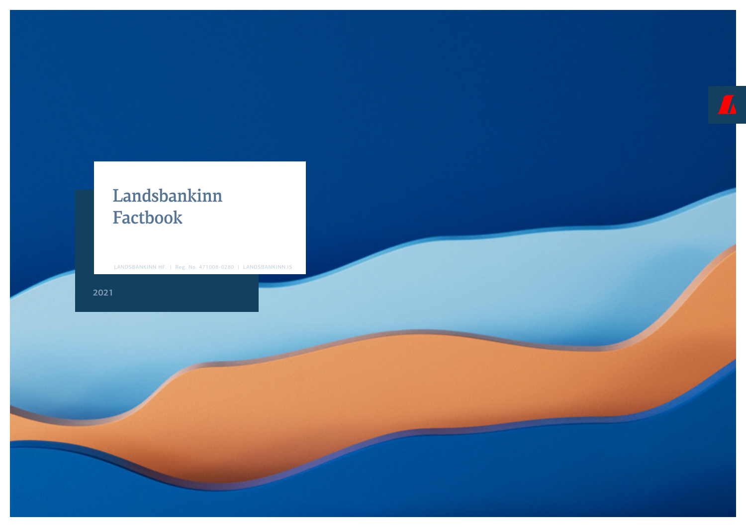# Landsbankinn Factbook

LANDSBANKINN HF. | Reg. No. 471008-0280 | LANDSBANKINN.IS

2021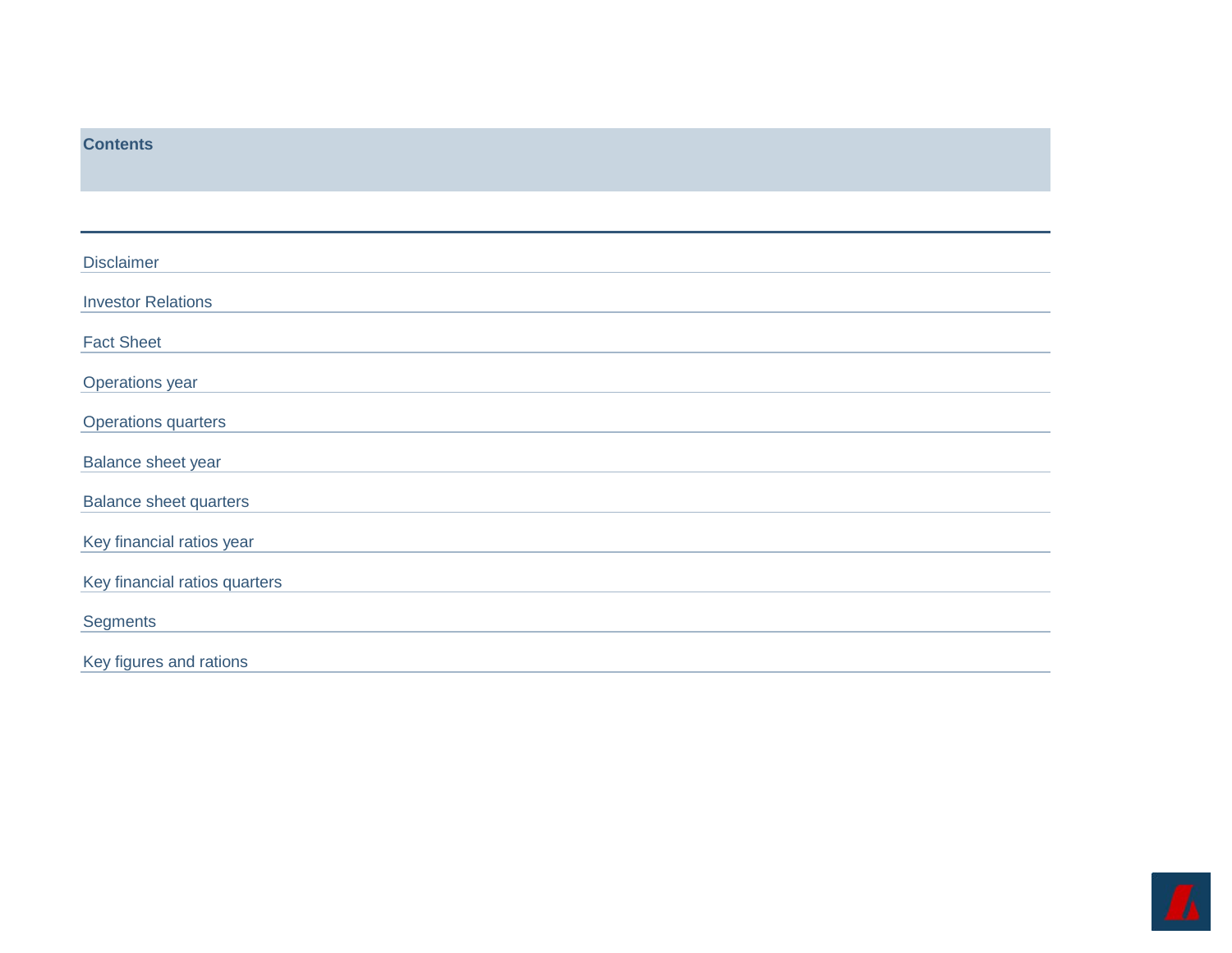## Contents

- Disclaimer
- Investor Relations
- Fact Sheet
- Operations year
- Operations quarters
- Balance sheet year
- Balance sheet quarters
- Key financial ratios year
- Key financial ratios quarters
- Segments
- Key figures and rations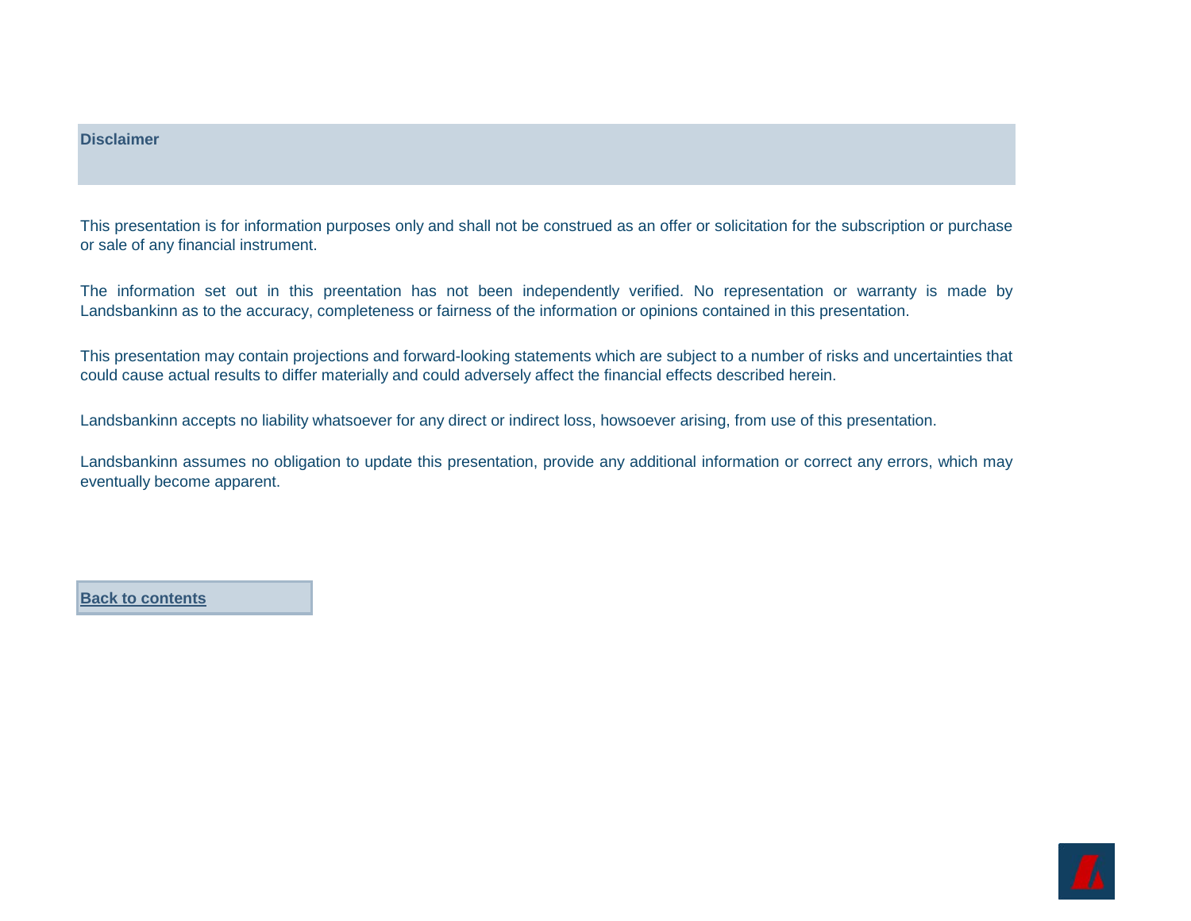## Disclaimer

This presentation is for information purposes only and shall not be construed as an offer or solicitation for the subscription or purchase or sale of any financial instrument.

The information set out in this preentation has not been independently verified. No representation or warranty is made by Landsbankinn as to the accuracy, completeness or fairness of the information or opinions contained in this presentation.

This presentation may contain projections and forward-looking statements which are subject to a number of risks and uncertainties that could cause actual results to differ materially and could adversely affect the financial effects described herein.

Landsbankinn accepts no liability whatsoever for any direct or indirect loss, howsoever arising, from use of this presentation.

Landsbankinn assumes no obligation to update this presentation, provide any additional information or correct any errors, which may eventually become apparent.

**Back to contents**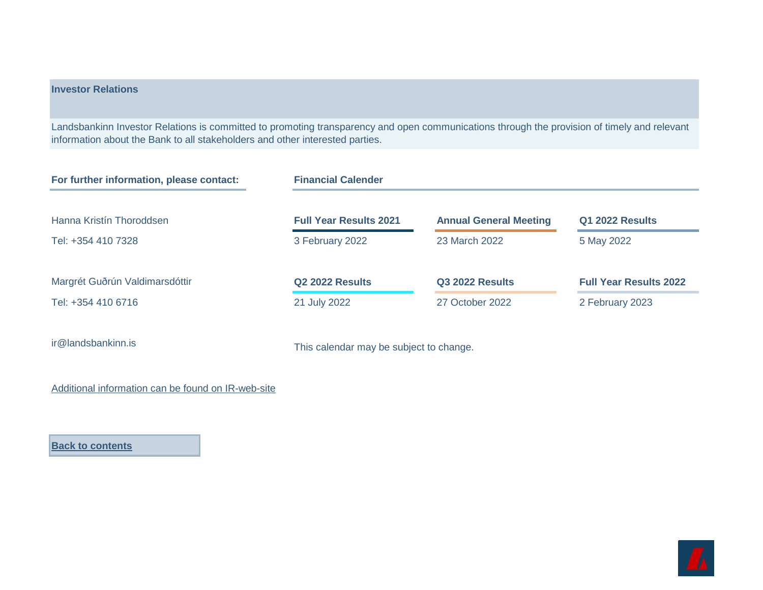## Investor Relations

Landsbankinn Investor Relations is committed to promoting transparency and open communications through the provision of timely and relevant information about the Bank to all stakeholders and other interested parties.

### For further information, please contact:

Hanna Kristín Thoroddsen

Tel: +354 410 7328

Margrét Guðrún Valdimarsdóttir

Tel: +354 410 6716

ir@landsbankinn.is

Additional information can be found on IR-web-site

### Financial Calender

| Full Year Results 2021 | Annual General Meeting | Q1 2022 Results |
|---|---|---|
| 3 February 2022 | 23 March 2022 | 5 May 2022 |
| **Q2 2022 Results** | **Q3 2022 Results** | **Full Year Results 2022** |
| 21 July 2022 | 27 October 2022 | 2 February 2023 |

This calendar may be subject to change.

**Back to contents**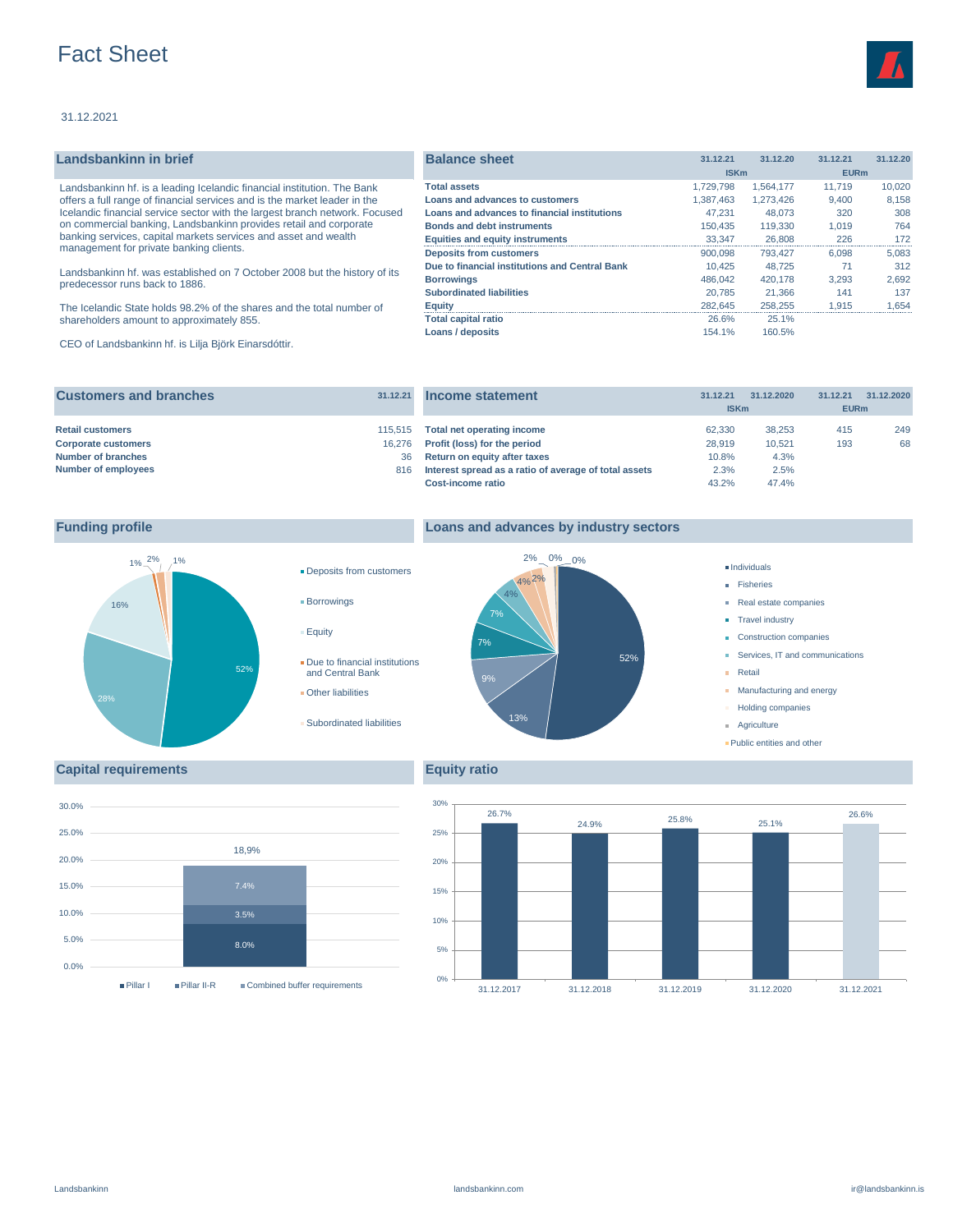# Fact Sheet

31.12.2021

## Landsbankinn in brief

Landsbankinn hf. is a leading Icelandic financial institution. The Bank offers a full range of financial services and is the market leader in the Icelandic financial service sector with the largest branch network. Focused on commercial banking, Landsbankinn provides retail and corporate banking services, capital markets services and asset and wealth management for private banking clients.

Landsbankinn hf. was established on 7 October 2008 but the history of its predecessor runs back to 1886.

The Icelandic State holds 98.2% of the shares and the total number of shareholders amount to approximately 855.

CEO of Landsbankinn hf. is Lilja Björk Einarsdóttir.

## Balance sheet

| | 31.12.21 | 31.12.20 | 31.12.21 | 31.12.20 |
|---|---|---|---|---|
| | ISKm | | EURm | |
| **Total assets** | 1,729,798 | 1,564,177 | 11,719 | 10,020 |
| **Loans and advances to customers** | 1,387,463 | 1,273,426 | 9,400 | 8,158 |
| **Loans and advances to financial institutions** | 47,231 | 48,073 | 320 | 308 |
| **Bonds and debt instruments** | 150,435 | 119,330 | 1,019 | 764 |
| **Equities and equity instruments** | 33,347 | 26,808 | 226 | 172 |
| **Deposits from customers** | 900,098 | 793,427 | 6,098 | 5,083 |
| **Due to financial institutions and Central Bank** | 10,425 | 48,725 | 71 | 312 |
| **Borrowings** | 486,042 | 420,178 | 3,293 | 2,692 |
| **Subordinated liabilities** | 20,785 | 21,366 | 141 | 137 |
| **Equity** | 282,645 | 258,255 | 1,915 | 1,654 |
| **Total capital ratio** | 26.6% | 25.1% | | |
| **Loans / deposits** | 154.1% | 160.5% | | |

## Customers and branches

| | 31.12.21 |
|---|---|
| **Retail customers** | 115,515 |
| **Corporate customers** | 16,276 |
| **Number of branches** | 36 |
| **Number of employees** | 816 |

## Income statement

| | 31.12.21 | 31.12.2020 | 31.12.21 | 31.12.2020 |
|---|---|---|---|---|
| | ISKm | | EURm | |
| **Total net operating income** | 62,330 | 38,253 | 415 | 249 |
| **Profit (loss) for the period** | 28,919 | 10,521 | 193 | 68 |
| **Return on equity after taxes** | 10.8% | 4.3% | | |
| **Interest spread as a ratio of average of total assets** | 2.3% | 2.5% | | |
| **Cost-income ratio** | 43.2% | 47.4% | | |

## Funding profile

- Deposits from customers: 52%
- Borrowings: 28%
- Equity: 16%
- Due to financial institutions and Central Bank: 1%
- Other liabilities: 2%
- Subordinated liabilities: 1%

## Loans and advances by industry sectors

- Individuals: 52%
- Fisheries: 13%
- Real estate companies: 9%
- Travel industry: 7%
- Construction companies: 7%
- Services, IT and communications: 4%
- Retail: 4%
- Manufacturing and energy: 2%
- Holding companies: 2%
- Agriculture: 0%
- Public entities and other: 0%

## Capital requirements

| | |
|---|---|
| Pillar I | 8.0% |
| Pillar II-R | 3.5% |
| Combined buffer requirements | 7.4% |
| Total | 18,9% |

## Equity ratio

| 31.12.2017 | 31.12.2018 | 31.12.2019 | 31.12.2020 | 31.12.2021 |
|---|---|---|---|---|
| 26.7% | 24.9% | 25.8% | 25.1% | 26.6% |

Landsbankinn | landsbankinn.com | ir@landsbankinn.is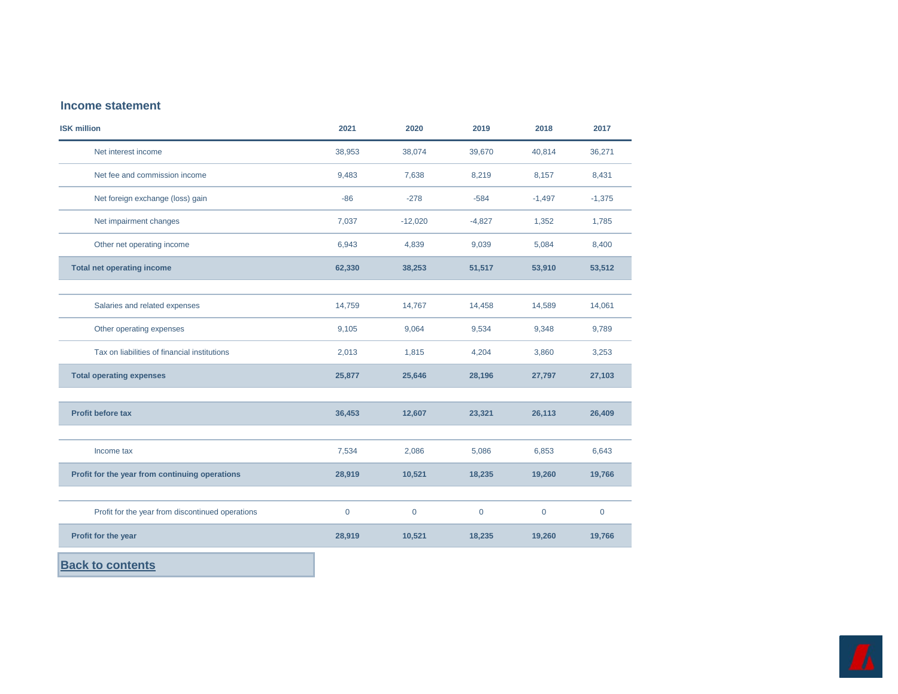## Income statement

| ISK million | 2021 | 2020 | 2019 | 2018 | 2017 |
|---|---|---|---|---|---|
| Net interest income | 38,953 | 38,074 | 39,670 | 40,814 | 36,271 |
| Net fee and commission income | 9,483 | 7,638 | 8,219 | 8,157 | 8,431 |
| Net foreign exchange (loss) gain | -86 | -278 | -584 | -1,497 | -1,375 |
| Net impairment changes | 7,037 | -12,020 | -4,827 | 1,352 | 1,785 |
| Other net operating income | 6,943 | 4,839 | 9,039 | 5,084 | 8,400 |
| **Total net operating income** | **62,330** | **38,253** | **51,517** | **53,910** | **53,512** |
| | | | | | |
| Salaries and related expenses | 14,759 | 14,767 | 14,458 | 14,589 | 14,061 |
| Other operating expenses | 9,105 | 9,064 | 9,534 | 9,348 | 9,789 |
| Tax on liabilities of financial institutions | 2,013 | 1,815 | 4,204 | 3,860 | 3,253 |
| **Total operating expenses** | **25,877** | **25,646** | **28,196** | **27,797** | **27,103** |
| | | | | | |
| **Profit before tax** | **36,453** | **12,607** | **23,321** | **26,113** | **26,409** |
| | | | | | |
| Income tax | 7,534 | 2,086 | 5,086 | 6,853 | 6,643 |
| **Profit for the year from continuing operations** | **28,919** | **10,521** | **18,235** | **19,260** | **19,766** |
| | | | | | |
| Profit for the year from discontinued operations | 0 | 0 | 0 | 0 | 0 |
| **Profit for the year** | **28,919** | **10,521** | **18,235** | **19,260** | **19,766** |

**Back to contents**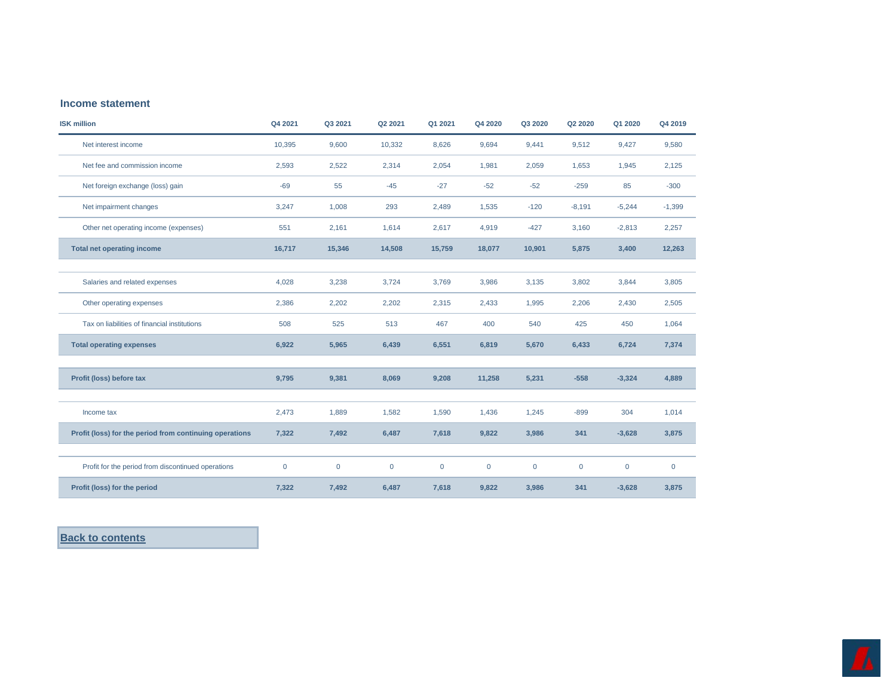## Income statement

| ISK million | Q4 2021 | Q3 2021 | Q2 2021 | Q1 2021 | Q4 2020 | Q3 2020 | Q2 2020 | Q1 2020 | Q4 2019 |
|---|---|---|---|---|---|---|---|---|---|
| Net interest income | 10,395 | 9,600 | 10,332 | 8,626 | 9,694 | 9,441 | 9,512 | 9,427 | 9,580 |
| Net fee and commission income | 2,593 | 2,522 | 2,314 | 2,054 | 1,981 | 2,059 | 1,653 | 1,945 | 2,125 |
| Net foreign exchange (loss) gain | -69 | 55 | -45 | -27 | -52 | -52 | -259 | 85 | -300 |
| Net impairment changes | 3,247 | 1,008 | 293 | 2,489 | 1,535 | -120 | -8,191 | -5,244 | -1,399 |
| Other net operating income (expenses) | 551 | 2,161 | 1,614 | 2,617 | 4,919 | -427 | 3,160 | -2,813 | 2,257 |
| **Total net operating income** | **16,717** | **15,346** | **14,508** | **15,759** | **18,077** | **10,901** | **5,875** | **3,400** | **12,263** |
| | | | | | | | | | |
| Salaries and related expenses | 4,028 | 3,238 | 3,724 | 3,769 | 3,986 | 3,135 | 3,802 | 3,844 | 3,805 |
| Other operating expenses | 2,386 | 2,202 | 2,202 | 2,315 | 2,433 | 1,995 | 2,206 | 2,430 | 2,505 |
| Tax on liabilities of financial institutions | 508 | 525 | 513 | 467 | 400 | 540 | 425 | 450 | 1,064 |
| **Total operating expenses** | **6,922** | **5,965** | **6,439** | **6,551** | **6,819** | **5,670** | **6,433** | **6,724** | **7,374** |
| | | | | | | | | | |
| **Profit (loss) before tax** | **9,795** | **9,381** | **8,069** | **9,208** | **11,258** | **5,231** | **-558** | **-3,324** | **4,889** |
| | | | | | | | | | |
| Income tax | 2,473 | 1,889 | 1,582 | 1,590 | 1,436 | 1,245 | -899 | 304 | 1,014 |
| **Profit (loss) for the period from continuing operations** | **7,322** | **7,492** | **6,487** | **7,618** | **9,822** | **3,986** | **341** | **-3,628** | **3,875** |
| | | | | | | | | | |
| Profit for the period from discontinued operations | 0 | 0 | 0 | 0 | 0 | 0 | 0 | 0 | 0 |
| **Profit (loss) for the period** | **7,322** | **7,492** | **6,487** | **7,618** | **9,822** | **3,986** | **341** | **-3,628** | **3,875** |

**Back to contents**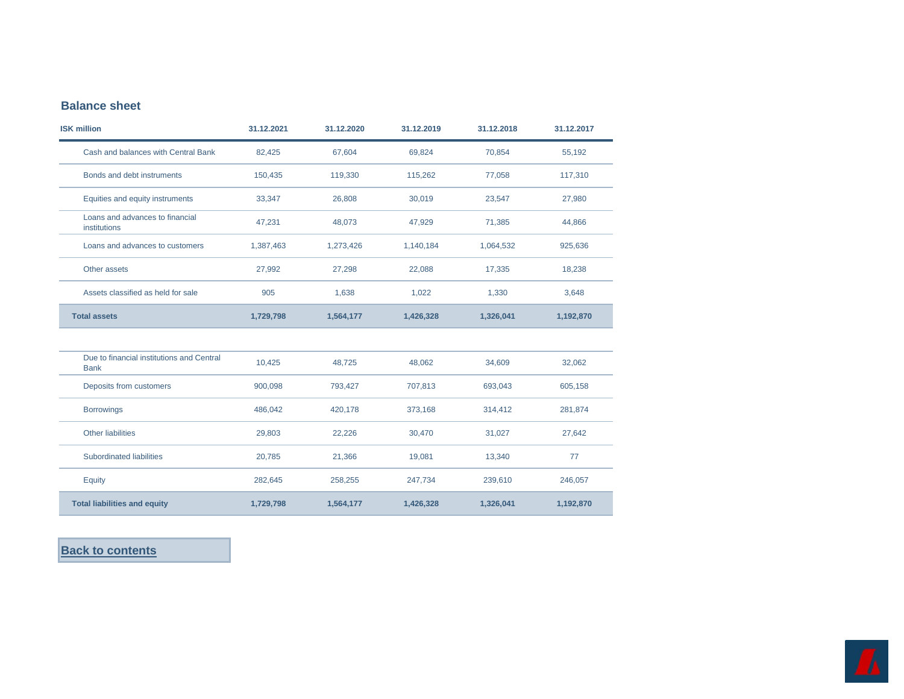## Balance sheet

| ISK million | 31.12.2021 | 31.12.2020 | 31.12.2019 | 31.12.2018 | 31.12.2017 |
|---|---|---|---|---|---|
| Cash and balances with Central Bank | 82,425 | 67,604 | 69,824 | 70,854 | 55,192 |
| Bonds and debt instruments | 150,435 | 119,330 | 115,262 | 77,058 | 117,310 |
| Equities and equity instruments | 33,347 | 26,808 | 30,019 | 23,547 | 27,980 |
| Loans and advances to financial institutions | 47,231 | 48,073 | 47,929 | 71,385 | 44,866 |
| Loans and advances to customers | 1,387,463 | 1,273,426 | 1,140,184 | 1,064,532 | 925,636 |
| Other assets | 27,992 | 27,298 | 22,088 | 17,335 | 18,238 |
| Assets classified as held for sale | 905 | 1,638 | 1,022 | 1,330 | 3,648 |
| **Total assets** | **1,729,798** | **1,564,177** | **1,426,328** | **1,326,041** | **1,192,870** |
| | | | | | |
| Due to financial institutions and Central Bank | 10,425 | 48,725 | 48,062 | 34,609 | 32,062 |
| Deposits from customers | 900,098 | 793,427 | 707,813 | 693,043 | 605,158 |
| Borrowings | 486,042 | 420,178 | 373,168 | 314,412 | 281,874 |
| Other liabilities | 29,803 | 22,226 | 30,470 | 31,027 | 27,642 |
| Subordinated liabilities | 20,785 | 21,366 | 19,081 | 13,340 | 77 |
| Equity | 282,645 | 258,255 | 247,734 | 239,610 | 246,057 |
| **Total liabilities and equity** | **1,729,798** | **1,564,177** | **1,426,328** | **1,326,041** | **1,192,870** |

Back to contents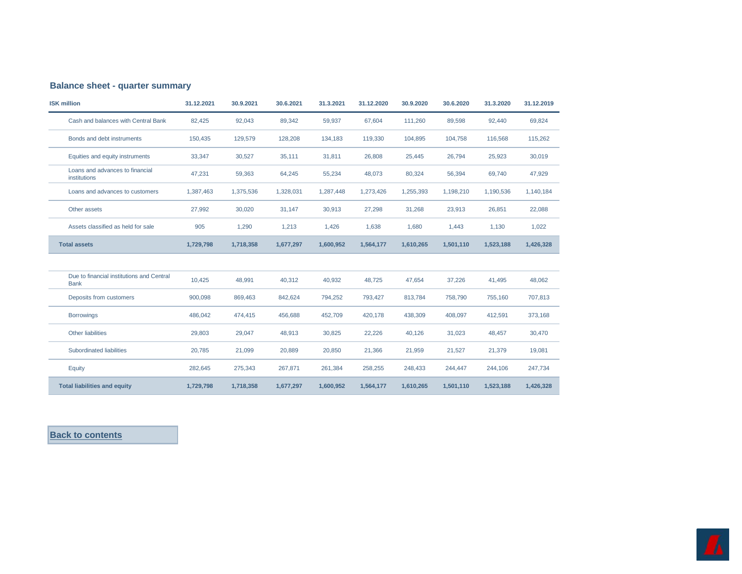## Balance sheet - quarter summary

| ISK million | 31.12.2021 | 30.9.2021 | 30.6.2021 | 31.3.2021 | 31.12.2020 | 30.9.2020 | 30.6.2020 | 31.3.2020 | 31.12.2019 |
|---|---|---|---|---|---|---|---|---|---|
| Cash and balances with Central Bank | 82,425 | 92,043 | 89,342 | 59,937 | 67,604 | 111,260 | 89,598 | 92,440 | 69,824 |
| Bonds and debt instruments | 150,435 | 129,579 | 128,208 | 134,183 | 119,330 | 104,895 | 104,758 | 116,568 | 115,262 |
| Equities and equity instruments | 33,347 | 30,527 | 35,111 | 31,811 | 26,808 | 25,445 | 26,794 | 25,923 | 30,019 |
| Loans and advances to financial institutions | 47,231 | 59,363 | 64,245 | 55,234 | 48,073 | 80,324 | 56,394 | 69,740 | 47,929 |
| Loans and advances to customers | 1,387,463 | 1,375,536 | 1,328,031 | 1,287,448 | 1,273,426 | 1,255,393 | 1,198,210 | 1,190,536 | 1,140,184 |
| Other assets | 27,992 | 30,020 | 31,147 | 30,913 | 27,298 | 31,268 | 23,913 | 26,851 | 22,088 |
| Assets classified as held for sale | 905 | 1,290 | 1,213 | 1,426 | 1,638 | 1,680 | 1,443 | 1,130 | 1,022 |
| **Total assets** | **1,729,798** | **1,718,358** | **1,677,297** | **1,600,952** | **1,564,177** | **1,610,265** | **1,501,110** | **1,523,188** | **1,426,328** |
| | | | | | | | | | |
| Due to financial institutions and Central Bank | 10,425 | 48,991 | 40,312 | 40,932 | 48,725 | 47,654 | 37,226 | 41,495 | 48,062 |
| Deposits from customers | 900,098 | 869,463 | 842,624 | 794,252 | 793,427 | 813,784 | 758,790 | 755,160 | 707,813 |
| Borrowings | 486,042 | 474,415 | 456,688 | 452,709 | 420,178 | 438,309 | 408,097 | 412,591 | 373,168 |
| Other liabilities | 29,803 | 29,047 | 48,913 | 30,825 | 22,226 | 40,126 | 31,023 | 48,457 | 30,470 |
| Subordinated liabilities | 20,785 | 21,099 | 20,889 | 20,850 | 21,366 | 21,959 | 21,527 | 21,379 | 19,081 |
| Equity | 282,645 | 275,343 | 267,871 | 261,384 | 258,255 | 248,433 | 244,447 | 244,106 | 247,734 |
| **Total liabilities and equity** | **1,729,798** | **1,718,358** | **1,677,297** | **1,600,952** | **1,564,177** | **1,610,265** | **1,501,110** | **1,523,188** | **1,426,328** |

**Back to contents**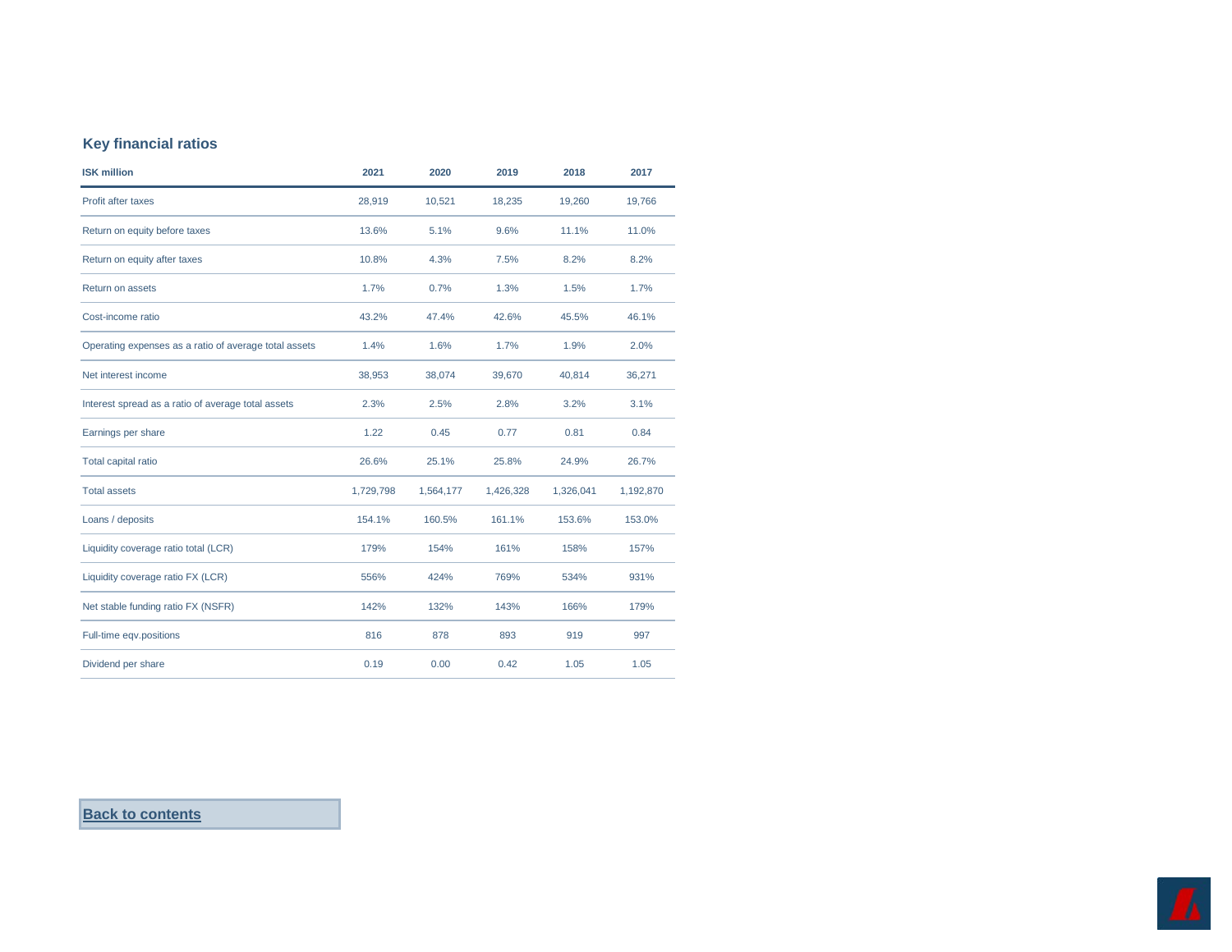## Key financial ratios

| ISK million | 2021 | 2020 | 2019 | 2018 | 2017 |
|---|---|---|---|---|---|
| Profit after taxes | 28,919 | 10,521 | 18,235 | 19,260 | 19,766 |
| Return on equity before taxes | 13.6% | 5.1% | 9.6% | 11.1% | 11.0% |
| Return on equity after taxes | 10.8% | 4.3% | 7.5% | 8.2% | 8.2% |
| Return on assets | 1.7% | 0.7% | 1.3% | 1.5% | 1.7% |
| Cost-income ratio | 43.2% | 47.4% | 42.6% | 45.5% | 46.1% |
| Operating expenses as a ratio of average total assets | 1.4% | 1.6% | 1.7% | 1.9% | 2.0% |
| Net interest income | 38,953 | 38,074 | 39,670 | 40,814 | 36,271 |
| Interest spread as a ratio of average total assets | 2.3% | 2.5% | 2.8% | 3.2% | 3.1% |
| Earnings per share | 1.22 | 0.45 | 0.77 | 0.81 | 0.84 |
| Total capital ratio | 26.6% | 25.1% | 25.8% | 24.9% | 26.7% |
| Total assets | 1,729,798 | 1,564,177 | 1,426,328 | 1,326,041 | 1,192,870 |
| Loans / deposits | 154.1% | 160.5% | 161.1% | 153.6% | 153.0% |
| Liquidity coverage ratio total (LCR) | 179% | 154% | 161% | 158% | 157% |
| Liquidity coverage ratio FX (LCR) | 556% | 424% | 769% | 534% | 931% |
| Net stable funding ratio FX (NSFR) | 142% | 132% | 143% | 166% | 179% |
| Full-time eqv.positions | 816 | 878 | 893 | 919 | 997 |
| Dividend per share | 0.19 | 0.00 | 0.42 | 1.05 | 1.05 |

Back to contents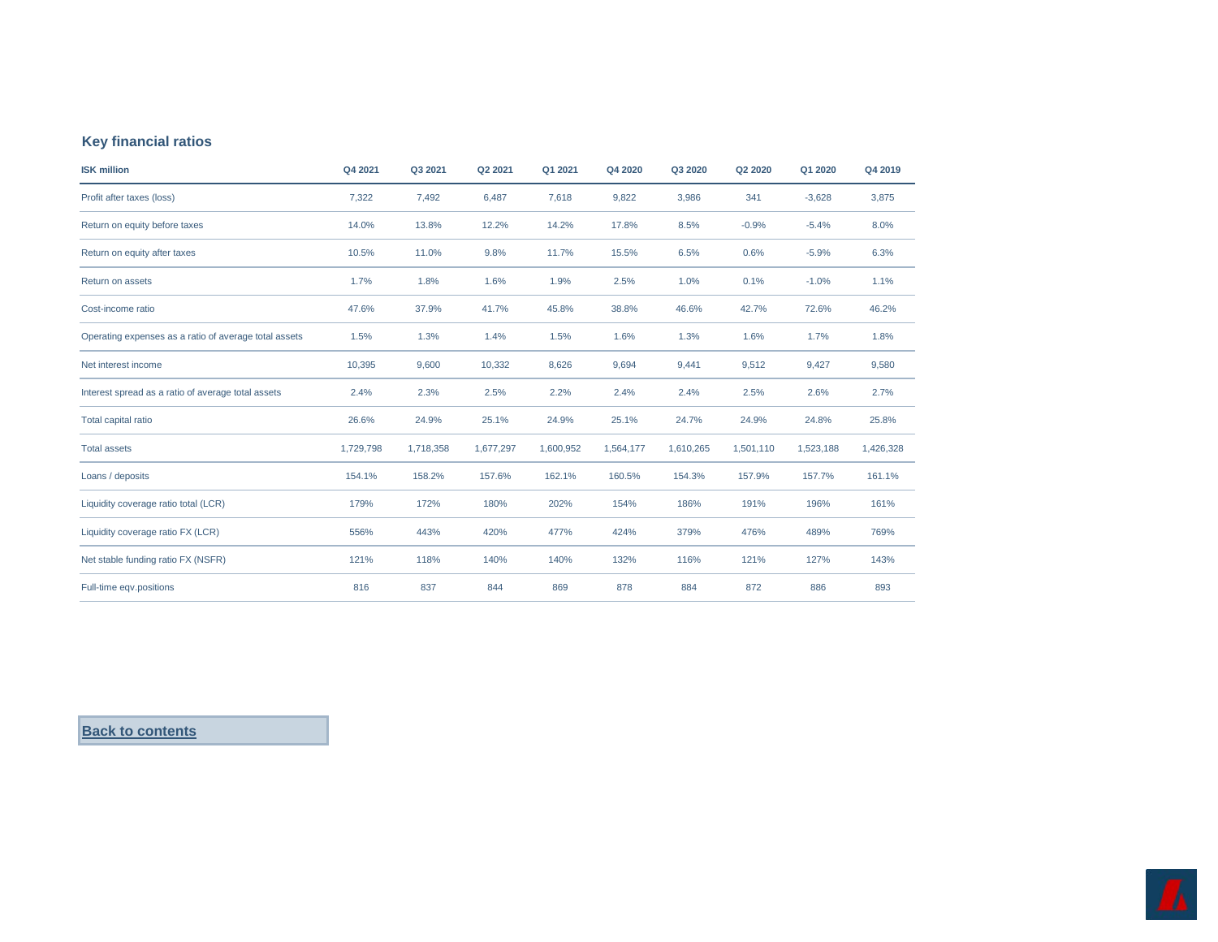## Key financial ratios

| ISK million | Q4 2021 | Q3 2021 | Q2 2021 | Q1 2021 | Q4 2020 | Q3 2020 | Q2 2020 | Q1 2020 | Q4 2019 |
|---|---|---|---|---|---|---|---|---|---|
| Profit after taxes (loss) | 7,322 | 7,492 | 6,487 | 7,618 | 9,822 | 3,986 | 341 | -3,628 | 3,875 |
| Return on equity before taxes | 14.0% | 13.8% | 12.2% | 14.2% | 17.8% | 8.5% | -0.9% | -5.4% | 8.0% |
| Return on equity after taxes | 10.5% | 11.0% | 9.8% | 11.7% | 15.5% | 6.5% | 0.6% | -5.9% | 6.3% |
| Return on assets | 1.7% | 1.8% | 1.6% | 1.9% | 2.5% | 1.0% | 0.1% | -1.0% | 1.1% |
| Cost-income ratio | 47.6% | 37.9% | 41.7% | 45.8% | 38.8% | 46.6% | 42.7% | 72.6% | 46.2% |
| Operating expenses as a ratio of average total assets | 1.5% | 1.3% | 1.4% | 1.5% | 1.6% | 1.3% | 1.6% | 1.7% | 1.8% |
| Net interest income | 10,395 | 9,600 | 10,332 | 8,626 | 9,694 | 9,441 | 9,512 | 9,427 | 9,580 |
| Interest spread as a ratio of average total assets | 2.4% | 2.3% | 2.5% | 2.2% | 2.4% | 2.4% | 2.5% | 2.6% | 2.7% |
| Total capital ratio | 26.6% | 24.9% | 25.1% | 24.9% | 25.1% | 24.7% | 24.9% | 24.8% | 25.8% |
| Total assets | 1,729,798 | 1,718,358 | 1,677,297 | 1,600,952 | 1,564,177 | 1,610,265 | 1,501,110 | 1,523,188 | 1,426,328 |
| Loans / deposits | 154.1% | 158.2% | 157.6% | 162.1% | 160.5% | 154.3% | 157.9% | 157.7% | 161.1% |
| Liquidity coverage ratio total (LCR) | 179% | 172% | 180% | 202% | 154% | 186% | 191% | 196% | 161% |
| Liquidity coverage ratio FX (LCR) | 556% | 443% | 420% | 477% | 424% | 379% | 476% | 489% | 769% |
| Net stable funding ratio FX (NSFR) | 121% | 118% | 140% | 140% | 132% | 116% | 121% | 127% | 143% |
| Full-time eqv.positions | 816 | 837 | 844 | 869 | 878 | 884 | 872 | 886 | 893 |

Back to contents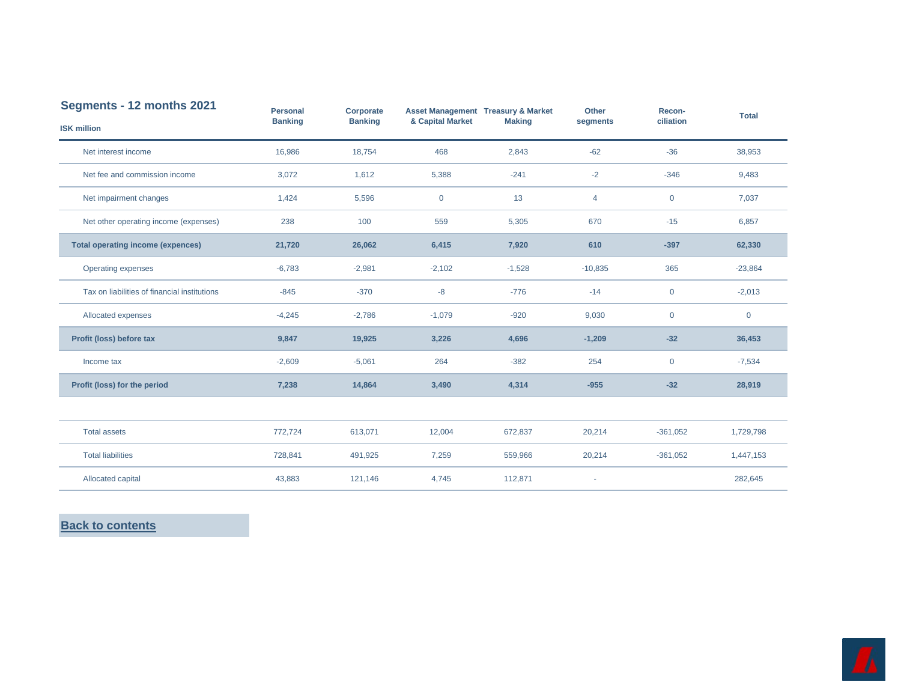## Segments - 12 months 2021

| ISK million | Personal Banking | Corporate Banking | Asset Management & Capital Market | Treasury & Market Making | Other segments | Recon-ciliation | Total |
|---|---|---|---|---|---|---|---|
| Net interest income | 16,986 | 18,754 | 468 | 2,843 | -62 | -36 | 38,953 |
| Net fee and commission income | 3,072 | 1,612 | 5,388 | -241 | -2 | -346 | 9,483 |
| Net impairment changes | 1,424 | 5,596 | 0 | 13 | 4 | 0 | 7,037 |
| Net other operating income (expenses) | 238 | 100 | 559 | 5,305 | 670 | -15 | 6,857 |
| **Total operating income (expences)** | **21,720** | **26,062** | **6,415** | **7,920** | **610** | **-397** | **62,330** |
| Operating expenses | -6,783 | -2,981 | -2,102 | -1,528 | -10,835 | 365 | -23,864 |
| Tax on liabilities of financial institutions | -845 | -370 | -8 | -776 | -14 | 0 | -2,013 |
| Allocated expenses | -4,245 | -2,786 | -1,079 | -920 | 9,030 | 0 | 0 |
| **Profit (loss) before tax** | **9,847** | **19,925** | **3,226** | **4,696** | **-1,209** | **-32** | **36,453** |
| Income tax | -2,609 | -5,061 | 264 | -382 | 254 | 0 | -7,534 |
| **Profit (loss) for the period** | **7,238** | **14,864** | **3,490** | **4,314** | **-955** | **-32** | **28,919** |
| | | | | | | | |
| Total assets | 772,724 | 613,071 | 12,004 | 672,837 | 20,214 | -361,052 | 1,729,798 |
| Total liabilities | 728,841 | 491,925 | 7,259 | 559,966 | 20,214 | -361,052 | 1,447,153 |
| Allocated capital | 43,883 | 121,146 | 4,745 | 112,871 | - | | 282,645 |

**Back to contents**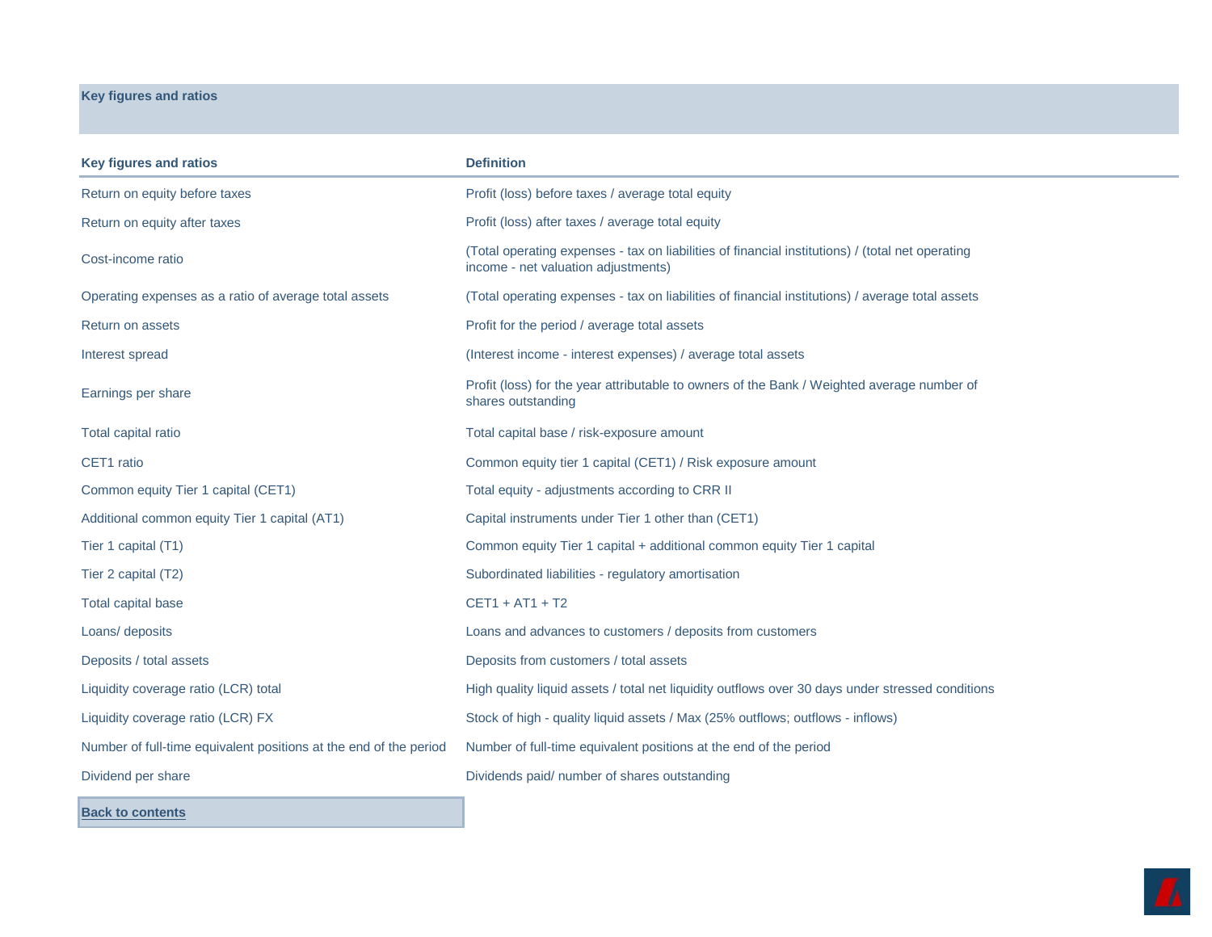## Key figures and ratios

| Key figures and ratios | Definition |
|---|---|
| Return on equity before taxes | Profit (loss) before taxes / average total equity |
| Return on equity after taxes | Profit (loss) after taxes / average total equity |
| Cost-income ratio | (Total operating expenses - tax on liabilities of financial institutions) / (total net operating income - net valuation adjustments) |
| Operating expenses as a ratio of average total assets | (Total operating expenses - tax on liabilities of financial institutions) / average total assets |
| Return on assets | Profit for the period / average total assets |
| Interest spread | (Interest income - interest expenses) / average total assets |
| Earnings per share | Profit (loss) for the year attributable to owners of the Bank / Weighted average number of shares outstanding |
| Total capital ratio | Total capital base / risk-exposure amount |
| CET1 ratio | Common equity tier 1 capital (CET1) / Risk exposure amount |
| Common equity Tier 1 capital (CET1) | Total equity - adjustments according to CRR II |
| Additional common equity Tier 1 capital (AT1) | Capital instruments under Tier 1 other than (CET1) |
| Tier 1 capital (T1) | Common equity Tier 1 capital + additional common equity Tier 1 capital |
| Tier 2 capital (T2) | Subordinated liabilities - regulatory amortisation |
| Total capital base | CET1 + AT1 + T2 |
| Loans/ deposits | Loans and advances to customers / deposits from customers |
| Deposits / total assets | Deposits from customers / total assets |
| Liquidity coverage ratio (LCR) total | High quality liquid assets / total net liquidity outflows over 30 days under stressed conditions |
| Liquidity coverage ratio (LCR) FX | Stock of high - quality liquid assets / Max (25% outflows; outflows - inflows) |
| Number of full-time equivalent positions at the end of the period | Number of full-time equivalent positions at the end of the period |
| Dividend per share | Dividends paid/ number of shares outstanding |

**Back to contents**